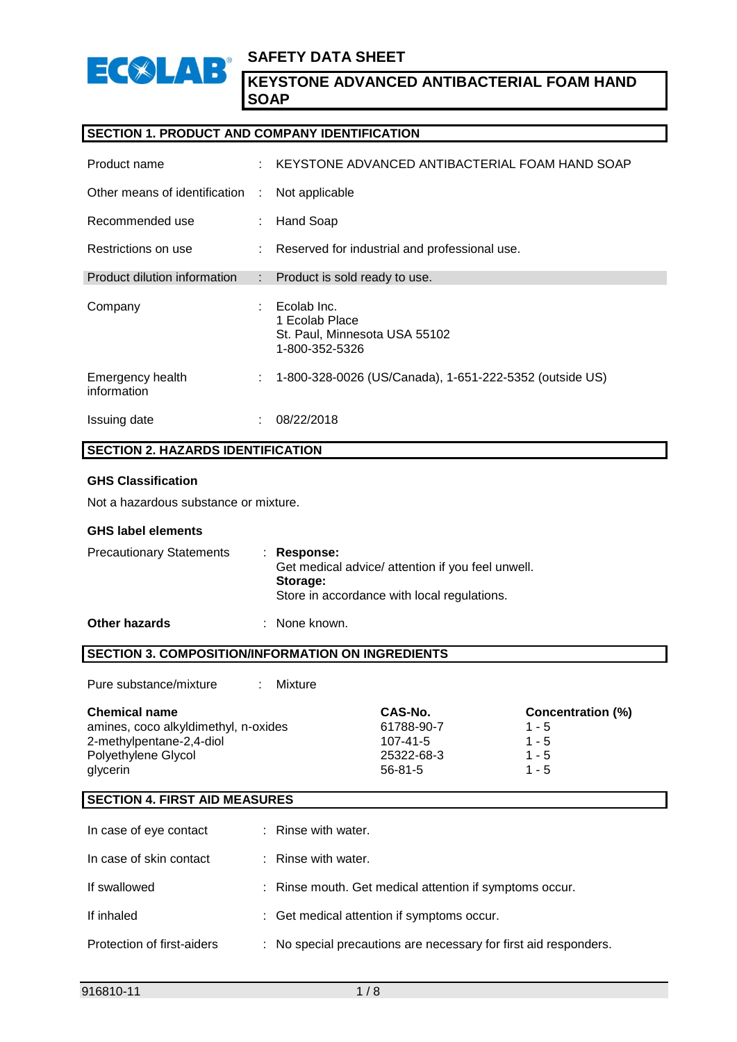# SAFETY DATA SHEET

## KEYSTONE ADVANCED ANTIBACTERIAL FOAM HAND SOAP

## SECTION 1. PRODUCT AND COMPANY IDENTIFICATION

| | | |
|---|---|---|
| Product name | : | KEYSTONE ADVANCED ANTIBACTERIAL FOAM HAND SOAP |
| Other means of identification | : | Not applicable |
| Recommended use | : | Hand Soap |
| Restrictions on use | : | Reserved for industrial and professional use. |
| Product dilution information | : | Product is sold ready to use. |
| Company | : | Ecolab Inc.<br>1 Ecolab Place<br>St. Paul, Minnesota USA 55102<br>1-800-352-5326 |
| Emergency health information | : | 1-800-328-0026 (US/Canada), 1-651-222-5352 (outside US) |
| Issuing date | : | 08/22/2018 |

## SECTION 2. HAZARDS IDENTIFICATION

**GHS Classification**

Not a hazardous substance or mixture.

**GHS label elements**

Precautionary Statements :
**Response:**
Get medical advice/ attention if you feel unwell.
**Storage:**
Store in accordance with local regulations.

**Other hazards** : None known.

## SECTION 3. COMPOSITION/INFORMATION ON INGREDIENTS

Pure substance/mixture : Mixture

| Chemical name | CAS-No. | Concentration (%) |
|---|---|---|
| amines, coco alkyldimethyl, n-oxides | 61788-90-7 | 1 - 5 |
| 2-methylpentane-2,4-diol | 107-41-5 | 1 - 5 |
| Polyethylene Glycol | 25322-68-3 | 1 - 5 |
| glycerin | 56-81-5 | 1 - 5 |

## SECTION 4. FIRST AID MEASURES

| | | |
|---|---|---|
| In case of eye contact | : | Rinse with water. |
| In case of skin contact | : | Rinse with water. |
| If swallowed | : | Rinse mouth. Get medical attention if symptoms occur. |
| If inhaled | : | Get medical attention if symptoms occur. |
| Protection of first-aiders | : | No special precautions are necessary for first aid responders. |

916810-11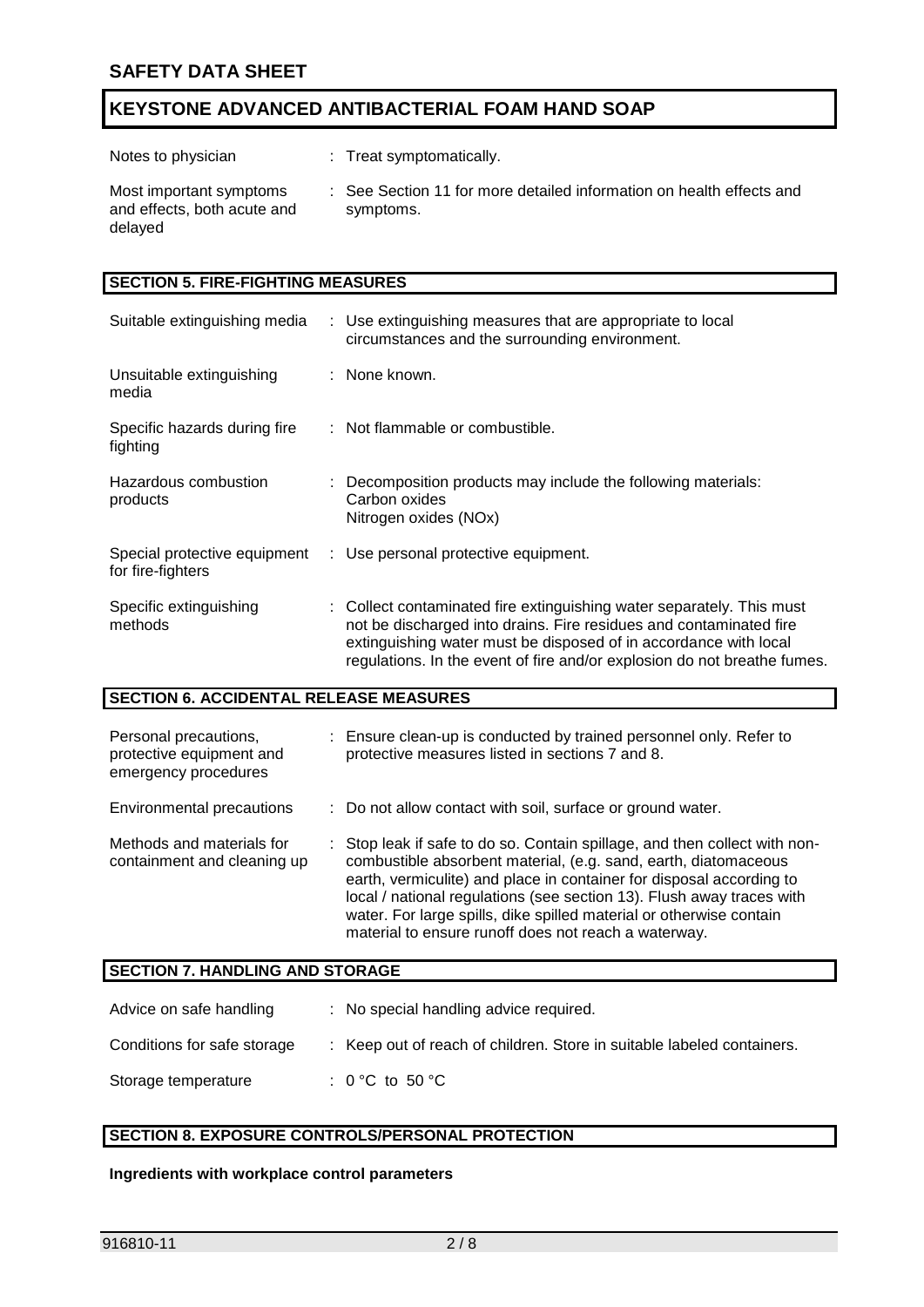| | |
|---|---|
| Notes to physician | : Treat symptomatically. |
| Most important symptoms and effects, both acute and delayed | : See Section 11 for more detailed information on health effects and symptoms. |

## SECTION 5. FIRE-FIGHTING MEASURES

| | |
|---|---|
| Suitable extinguishing media | : Use extinguishing measures that are appropriate to local circumstances and the surrounding environment. |
| Unsuitable extinguishing media | : None known. |
| Specific hazards during fire fighting | : Not flammable or combustible. |
| Hazardous combustion products | : Decomposition products may include the following materials: Carbon oxides Nitrogen oxides (NOx) |
| Special protective equipment for fire-fighters | : Use personal protective equipment. |
| Specific extinguishing methods | : Collect contaminated fire extinguishing water separately. This must not be discharged into drains. Fire residues and contaminated fire extinguishing water must be disposed of in accordance with local regulations. In the event of fire and/or explosion do not breathe fumes. |

## SECTION 6. ACCIDENTAL RELEASE MEASURES

| | |
|---|---|
| Personal precautions, protective equipment and emergency procedures | : Ensure clean-up is conducted by trained personnel only. Refer to protective measures listed in sections 7 and 8. |
| Environmental precautions | : Do not allow contact with soil, surface or ground water. |
| Methods and materials for containment and cleaning up | : Stop leak if safe to do so. Contain spillage, and then collect with non-combustible absorbent material, (e.g. sand, earth, diatomaceous earth, vermiculite) and place in container for disposal according to local / national regulations (see section 13). Flush away traces with water. For large spills, dike spilled material or otherwise contain material to ensure runoff does not reach a waterway. |

## SECTION 7. HANDLING AND STORAGE

| | |
|---|---|
| Advice on safe handling | : No special handling advice required. |
| Conditions for safe storage | : Keep out of reach of children. Store in suitable labeled containers. |
| Storage temperature | : 0 °C to 50 °C |

## SECTION 8. EXPOSURE CONTROLS/PERSONAL PROTECTION

**Ingredients with workplace control parameters**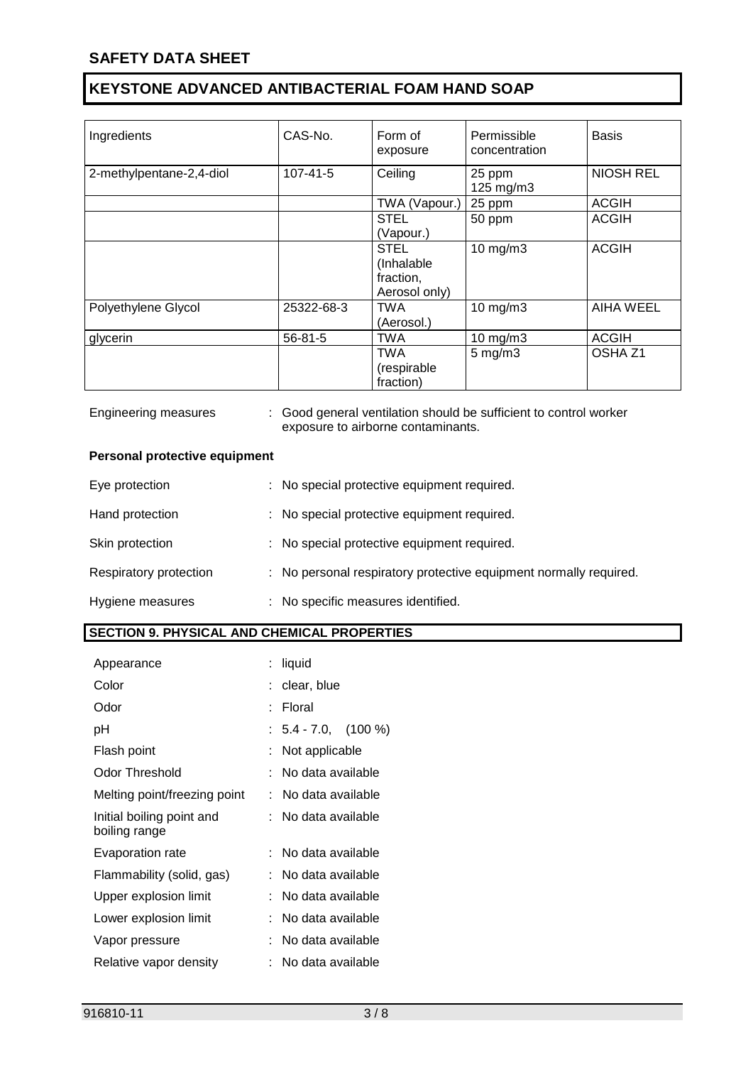| Ingredients | CAS-No. | Form of exposure | Permissible concentration | Basis |
|---|---|---|---|---|
| 2-methylpentane-2,4-diol | 107-41-5 | Ceiling | 25 ppm<br>125 mg/m3 | NIOSH REL |
| | | TWA (Vapour.) | 25 ppm | ACGIH |
| | | STEL (Vapour.) | 50 ppm | ACGIH |
| | | STEL (Inhalable fraction, Aerosol only) | 10 mg/m3 | ACGIH |
| Polyethylene Glycol | 25322-68-3 | TWA (Aerosol.) | 10 mg/m3 | AIHA WEEL |
| glycerin | 56-81-5 | TWA | 10 mg/m3 | ACGIH |
| | | TWA (respirable fraction) | 5 mg/m3 | OSHA Z1 |

Engineering measures : Good general ventilation should be sufficient to control worker exposure to airborne contaminants.

**Personal protective equipment**

Eye protection : No special protective equipment required.

Hand protection : No special protective equipment required.

Skin protection : No special protective equipment required.

Respiratory protection : No personal respiratory protective equipment normally required.

Hygiene measures : No specific measures identified.

## SECTION 9. PHYSICAL AND CHEMICAL PROPERTIES

Appearance : liquid

Color : clear, blue

Odor : Floral

pH : 5.4 - 7.0, (100 %)

Flash point : Not applicable

Odor Threshold : No data available

Melting point/freezing point : No data available

Initial boiling point and boiling range : No data available

Evaporation rate : No data available

Flammability (solid, gas) : No data available

Upper explosion limit : No data available

Lower explosion limit : No data available

Vapor pressure : No data available

Relative vapor density : No data available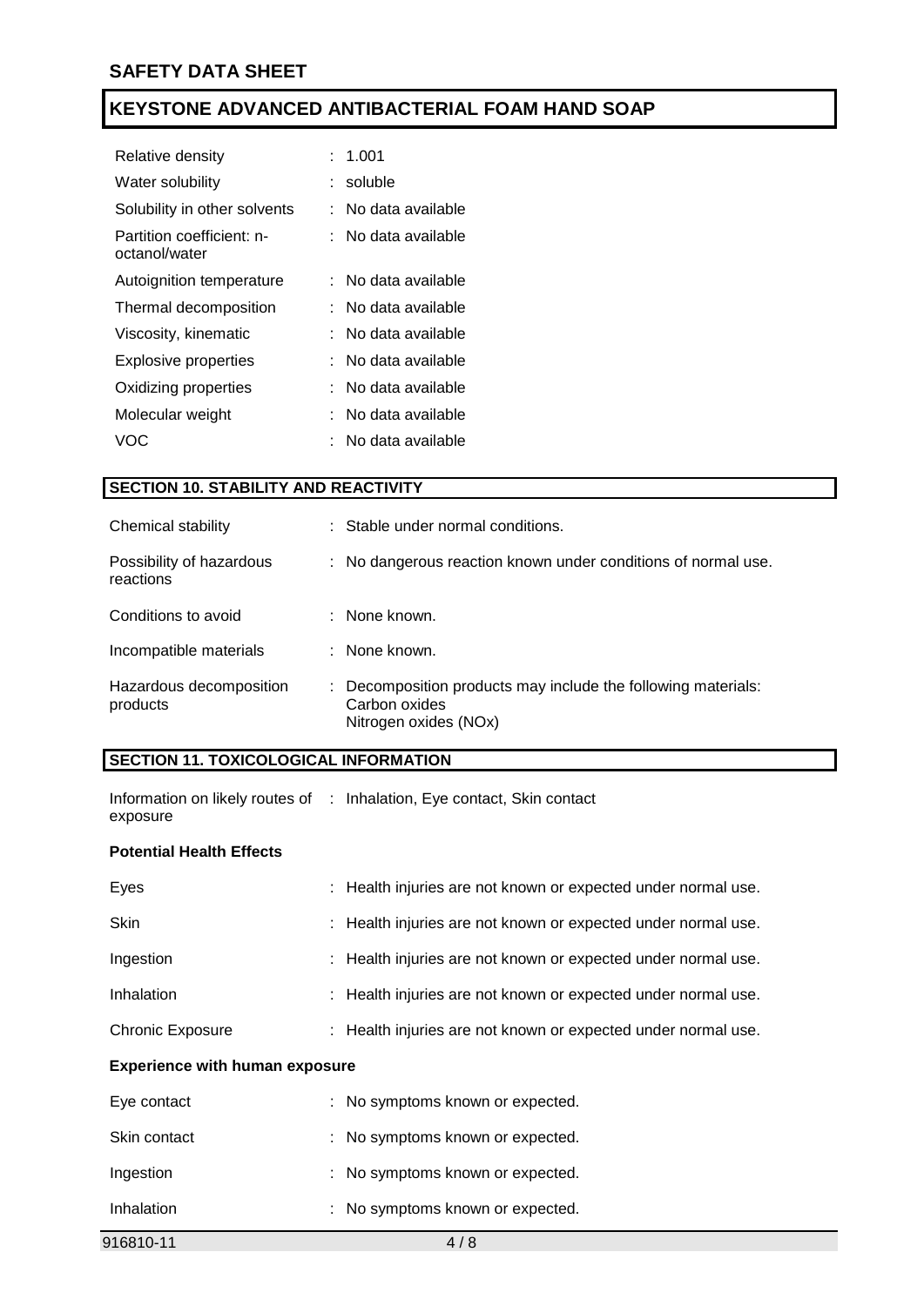| | | |
|---|---|---|
| Relative density | : | 1.001 |
| Water solubility | : | soluble |
| Solubility in other solvents | : | No data available |
| Partition coefficient: n-octanol/water | : | No data available |
| Autoignition temperature | : | No data available |
| Thermal decomposition | : | No data available |
| Viscosity, kinematic | : | No data available |
| Explosive properties | : | No data available |
| Oxidizing properties | : | No data available |
| Molecular weight | : | No data available |
| VOC | : | No data available |

## SECTION 10. STABILITY AND REACTIVITY

| | | |
|---|---|---|
| Chemical stability | : | Stable under normal conditions. |
| Possibility of hazardous reactions | : | No dangerous reaction known under conditions of normal use. |
| Conditions to avoid | : | None known. |
| Incompatible materials | : | None known. |
| Hazardous decomposition products | : | Decomposition products may include the following materials:<br>Carbon oxides<br>Nitrogen oxides (NOx) |

## SECTION 11. TOXICOLOGICAL INFORMATION

| | | |
|---|---|---|
| Information on likely routes of exposure | : | Inhalation, Eye contact, Skin contact |

**Potential Health Effects**

| | | |
|---|---|---|
| Eyes | : | Health injuries are not known or expected under normal use. |
| Skin | : | Health injuries are not known or expected under normal use. |
| Ingestion | : | Health injuries are not known or expected under normal use. |
| Inhalation | : | Health injuries are not known or expected under normal use. |
| Chronic Exposure | : | Health injuries are not known or expected under normal use. |

**Experience with human exposure**

| | | |
|---|---|---|
| Eye contact | : | No symptoms known or expected. |
| Skin contact | : | No symptoms known or expected. |
| Ingestion | : | No symptoms known or expected. |
| Inhalation | : | No symptoms known or expected. |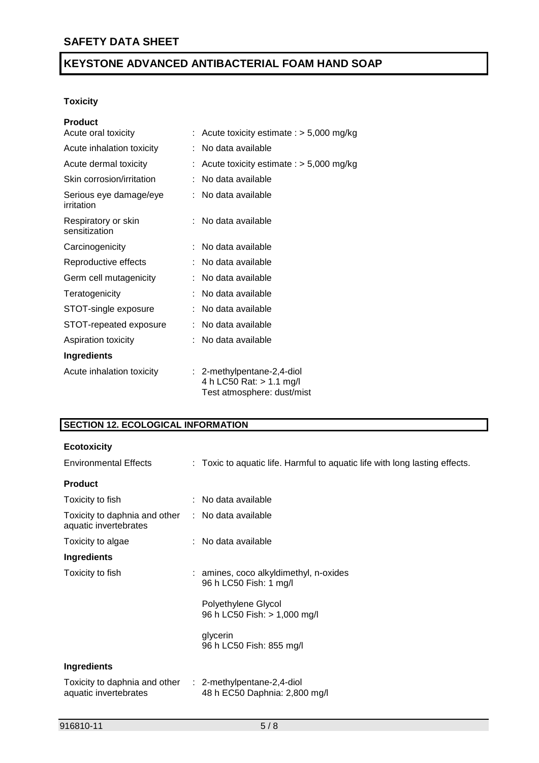### Toxicity

**Product**

| | |
|---|---|
| Acute oral toxicity | : Acute toxicity estimate : > 5,000 mg/kg |
| Acute inhalation toxicity | : No data available |
| Acute dermal toxicity | : Acute toxicity estimate : > 5,000 mg/kg |
| Skin corrosion/irritation | : No data available |
| Serious eye damage/eye irritation | : No data available |
| Respiratory or skin sensitization | : No data available |
| Carcinogenicity | : No data available |
| Reproductive effects | : No data available |
| Germ cell mutagenicity | : No data available |
| Teratogenicity | : No data available |
| STOT-single exposure | : No data available |
| STOT-repeated exposure | : No data available |
| Aspiration toxicity | : No data available |

**Ingredients**

| | |
|---|---|
| Acute inhalation toxicity | : 2-methylpentane-2,4-diol<br>4 h LC50 Rat: > 1.1 mg/l<br>Test atmosphere: dust/mist |

## SECTION 12. ECOLOGICAL INFORMATION

**Ecotoxicity**

| | |
|---|---|
| Environmental Effects | : Toxic to aquatic life. Harmful to aquatic life with long lasting effects. |

**Product**

| | |
|---|---|
| Toxicity to fish | : No data available |
| Toxicity to daphnia and other aquatic invertebrates | : No data available |
| Toxicity to algae | : No data available |

**Ingredients**

| | |
|---|---|
| Toxicity to fish | : amines, coco alkyldimethyl, n-oxides<br>96 h LC50 Fish: 1 mg/l<br><br>Polyethylene Glycol<br>96 h LC50 Fish: > 1,000 mg/l<br><br>glycerin<br>96 h LC50 Fish: 855 mg/l |

**Ingredients**

| | |
|---|---|
| Toxicity to daphnia and other aquatic invertebrates | : 2-methylpentane-2,4-diol<br>48 h EC50 Daphnia: 2,800 mg/l |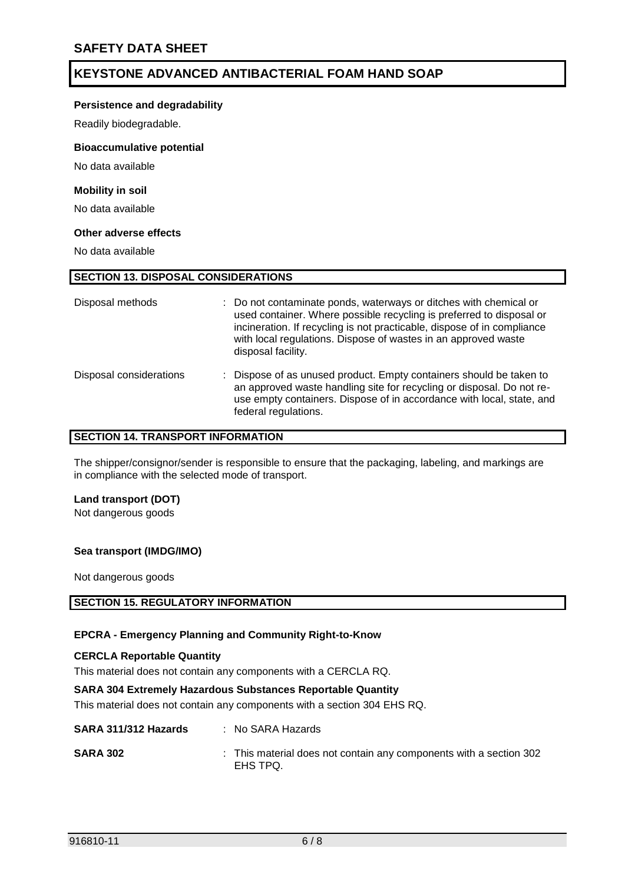**Persistence and degradability**

Readily biodegradable.

**Bioaccumulative potential**

No data available

**Mobility in soil**

No data available

**Other adverse effects**

No data available

## SECTION 13. DISPOSAL CONSIDERATIONS

| | |
|---|---|
| Disposal methods | : Do not contaminate ponds, waterways or ditches with chemical or used container. Where possible recycling is preferred to disposal or incineration. If recycling is not practicable, dispose of in compliance with local regulations. Dispose of wastes in an approved waste disposal facility. |
| Disposal considerations | : Dispose of as unused product. Empty containers should be taken to an approved waste handling site for recycling or disposal. Do not re-use empty containers. Dispose of in accordance with local, state, and federal regulations. |

## SECTION 14. TRANSPORT INFORMATION

The shipper/consignor/sender is responsible to ensure that the packaging, labeling, and markings are in compliance with the selected mode of transport.

**Land transport (DOT)**
Not dangerous goods

**Sea transport (IMDG/IMO)**

Not dangerous goods

## SECTION 15. REGULATORY INFORMATION

**EPCRA - Emergency Planning and Community Right-to-Know**

**CERCLA Reportable Quantity**

This material does not contain any components with a CERCLA RQ.

**SARA 304 Extremely Hazardous Substances Reportable Quantity**

This material does not contain any components with a section 304 EHS RQ.

| | |
|---|---|
| **SARA 311/312 Hazards** | : No SARA Hazards |
| **SARA 302** | : This material does not contain any components with a section 302 EHS TPQ. |

916810-11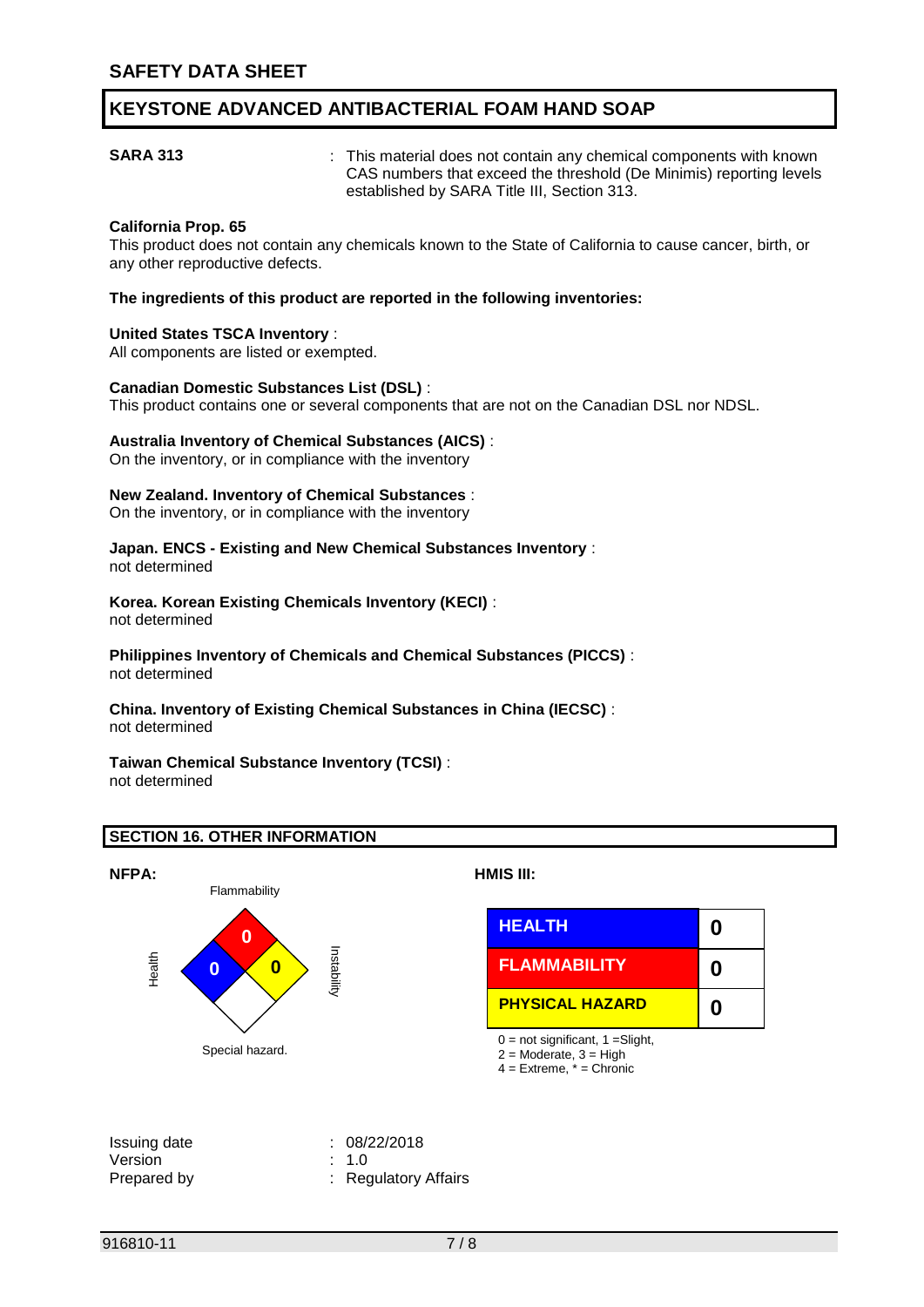**SARA 313** : This material does not contain any chemical components with known CAS numbers that exceed the threshold (De Minimis) reporting levels established by SARA Title III, Section 313.

**California Prop. 65**

This product does not contain any chemicals known to the State of California to cause cancer, birth, or any other reproductive defects.

**The ingredients of this product are reported in the following inventories:**

**United States TSCA Inventory** :
All components are listed or exempted.

**Canadian Domestic Substances List (DSL)** :
This product contains one or several components that are not on the Canadian DSL nor NDSL.

**Australia Inventory of Chemical Substances (AICS)** :
On the inventory, or in compliance with the inventory

**New Zealand. Inventory of Chemical Substances** :
On the inventory, or in compliance with the inventory

**Japan. ENCS - Existing and New Chemical Substances Inventory** :
not determined

**Korea. Korean Existing Chemicals Inventory (KECI)** :
not determined

**Philippines Inventory of Chemicals and Chemical Substances (PICCS)** :
not determined

**China. Inventory of Existing Chemical Substances in China (IECSC)** :
not determined

**Taiwan Chemical Substance Inventory (TCSI)** :
not determined

## SECTION 16. OTHER INFORMATION

**NFPA:**

| Health | Flammability | Instability | Special hazard. |
|---|---|---|---|
| 0 | 0 | 0 | |

**HMIS III:**

| | |
|---|---|
| HEALTH | 0 |
| FLAMMABILITY | 0 |
| PHYSICAL HAZARD | 0 |

0 = not significant, 1 =Slight,
2 = Moderate, 3 = High
4 = Extreme, * = Chronic

Issuing date : 08/22/2018
Version : 1.0
Prepared by : Regulatory Affairs

916810-11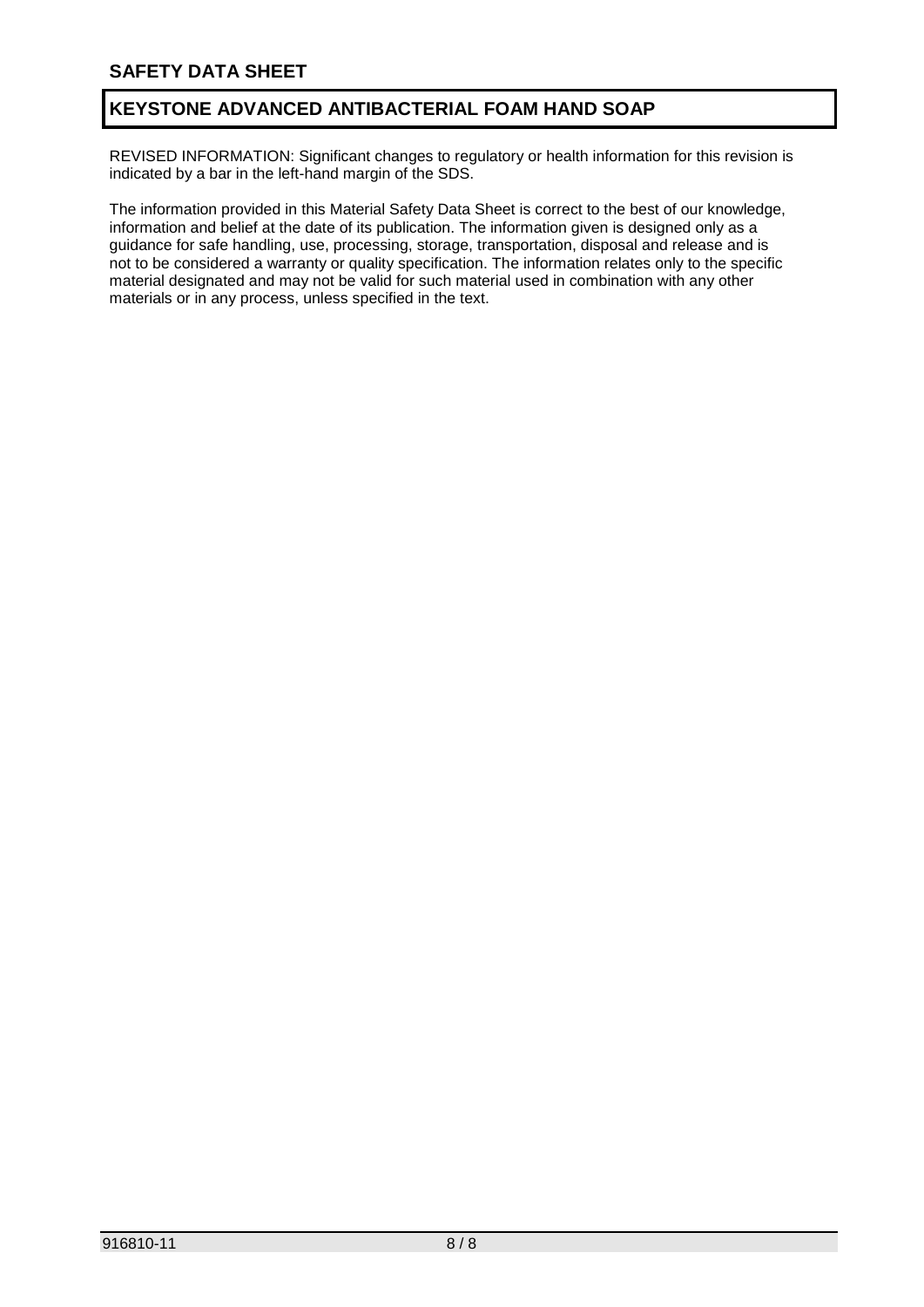REVISED INFORMATION: Significant changes to regulatory or health information for this revision is indicated by a bar in the left-hand margin of the SDS.

The information provided in this Material Safety Data Sheet is correct to the best of our knowledge, information and belief at the date of its publication. The information given is designed only as a guidance for safe handling, use, processing, storage, transportation, disposal and release and is not to be considered a warranty or quality specification. The information relates only to the specific material designated and may not be valid for such material used in combination with any other materials or in any process, unless specified in the text.